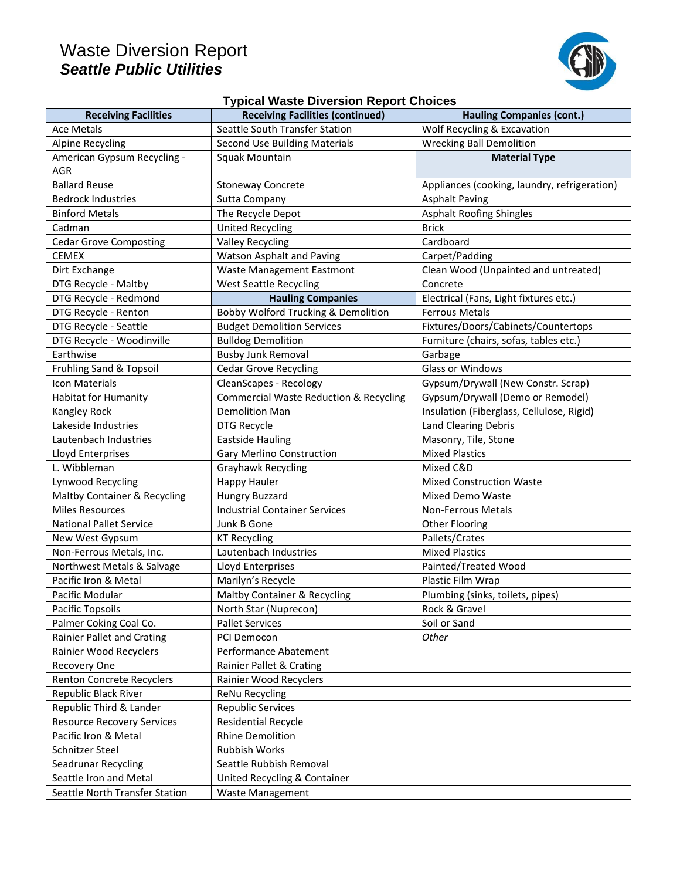# Waste Diversion Report

## *Seattle Public Utilities*

### Typical Waste Diversion Report Choices

| Receiving Facilities | Receiving Facilities (continued) | Hauling Companies (cont.) |
|---|---|---|
| Ace Metals | Seattle South Transfer Station | Wolf Recycling & Excavation |
| Alpine Recycling | Second Use Building Materials | Wrecking Ball Demolition |
| American Gypsum Recycling - AGR | Squak Mountain | **Material Type** |
| Ballard Reuse | Stoneway Concrete | Appliances (cooking, laundry, refrigeration) |
| Bedrock Industries | Sutta Company | Asphalt Paving |
| Binford Metals | The Recycle Depot | Asphalt Roofing Shingles |
| Cadman | United Recycling | Brick |
| Cedar Grove Composting | Valley Recycling | Cardboard |
| CEMEX | Watson Asphalt and Paving | Carpet/Padding |
| Dirt Exchange | Waste Management Eastmont | Clean Wood (Unpainted and untreated) |
| DTG Recycle - Maltby | West Seattle Recycling | Concrete |
| DTG Recycle - Redmond | **Hauling Companies** | Electrical (Fans, Light fixtures etc.) |
| DTG Recycle - Renton | Bobby Wolford Trucking & Demolition | Ferrous Metals |
| DTG Recycle - Seattle | Budget Demolition Services | Fixtures/Doors/Cabinets/Countertops |
| DTG Recycle - Woodinville | Bulldog Demolition | Furniture (chairs, sofas, tables etc.) |
| Earthwise | Busby Junk Removal | Garbage |
| Fruhling Sand & Topsoil | Cedar Grove Recycling | Glass or Windows |
| Icon Materials | CleanScapes - Recology | Gypsum/Drywall (New Constr. Scrap) |
| Habitat for Humanity | Commercial Waste Reduction & Recycling | Gypsum/Drywall (Demo or Remodel) |
| Kangley Rock | Demolition Man | Insulation (Fiberglass, Cellulose, Rigid) |
| Lakeside Industries | DTG Recycle | Land Clearing Debris |
| Lautenbach Industries | Eastside Hauling | Masonry, Tile, Stone |
| Lloyd Enterprises | Gary Merlino Construction | Mixed Plastics |
| L. Wibbleman | Grayhawk Recycling | Mixed C&D |
| Lynwood Recycling | Happy Hauler | Mixed Construction Waste |
| Maltby Container & Recycling | Hungry Buzzard | Mixed Demo Waste |
| Miles Resources | Industrial Container Services | Non-Ferrous Metals |
| National Pallet Service | Junk B Gone | Other Flooring |
| New West Gypsum | KT Recycling | Pallets/Crates |
| Non-Ferrous Metals, Inc. | Lautenbach Industries | Mixed Plastics |
| Northwest Metals & Salvage | Lloyd Enterprises | Painted/Treated Wood |
| Pacific Iron & Metal | Marilyn's Recycle | Plastic Film Wrap |
| Pacific Modular | Maltby Container & Recycling | Plumbing (sinks, toilets, pipes) |
| Pacific Topsoils | North Star (Nuprecon) | Rock & Gravel |
| Palmer Coking Coal Co. | Pallet Services | Soil or Sand |
| Rainier Pallet and Crating | PCI Democon | *Other* |
| Rainier Wood Recyclers | Performance Abatement | |
| Recovery One | Rainier Pallet & Crating | |
| Renton Concrete Recyclers | Rainier Wood Recyclers | |
| Republic Black River | ReNu Recycling | |
| Republic Third & Lander | Republic Services | |
| Resource Recovery Services | Residential Recycle | |
| Pacific Iron & Metal | Rhine Demolition | |
| Schnitzer Steel | Rubbish Works | |
| Seadrunar Recycling | Seattle Rubbish Removal | |
| Seattle Iron and Metal | United Recycling & Container | |
| Seattle North Transfer Station | Waste Management | |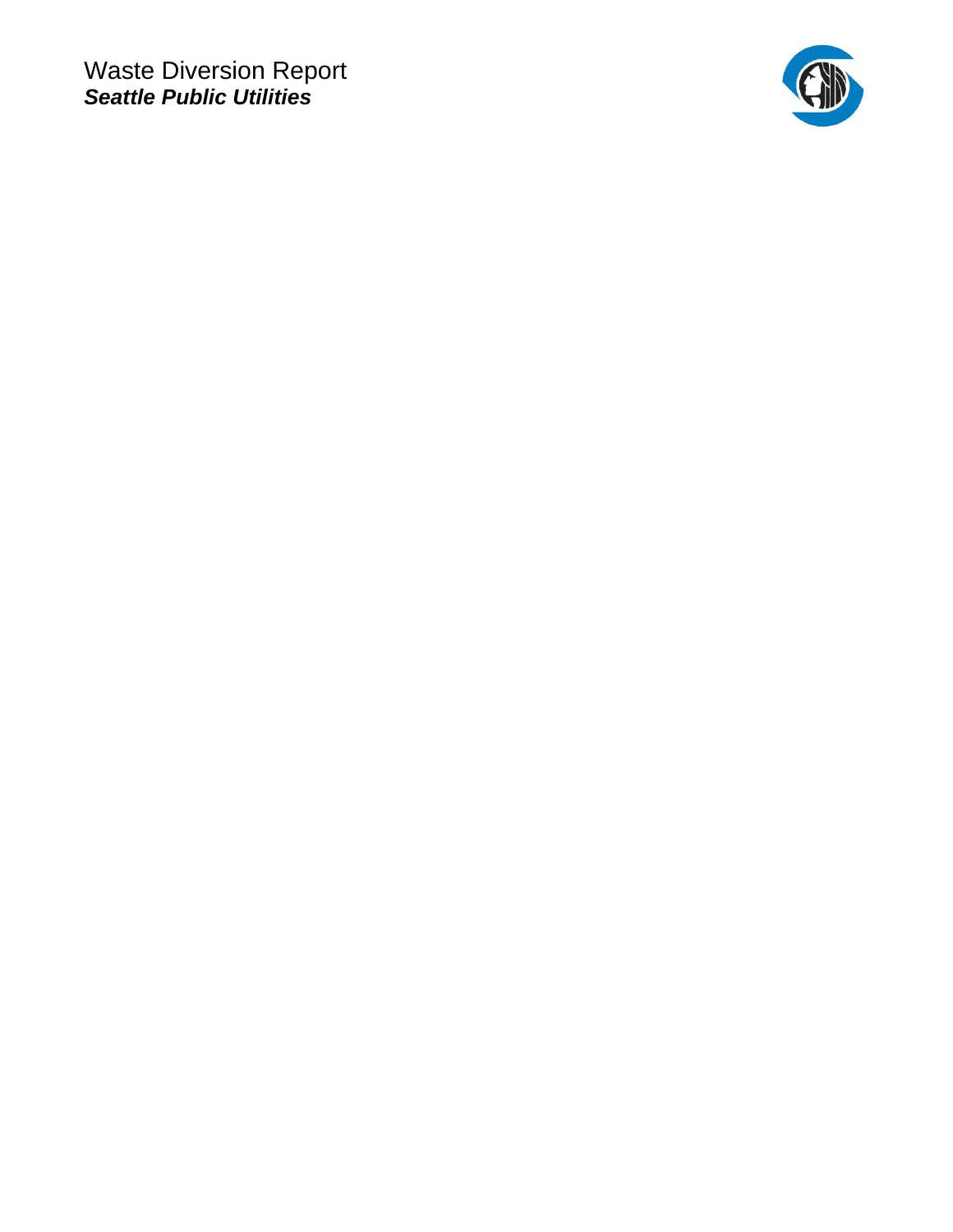Waste Diversion Report
***Seattle Public Utilities***